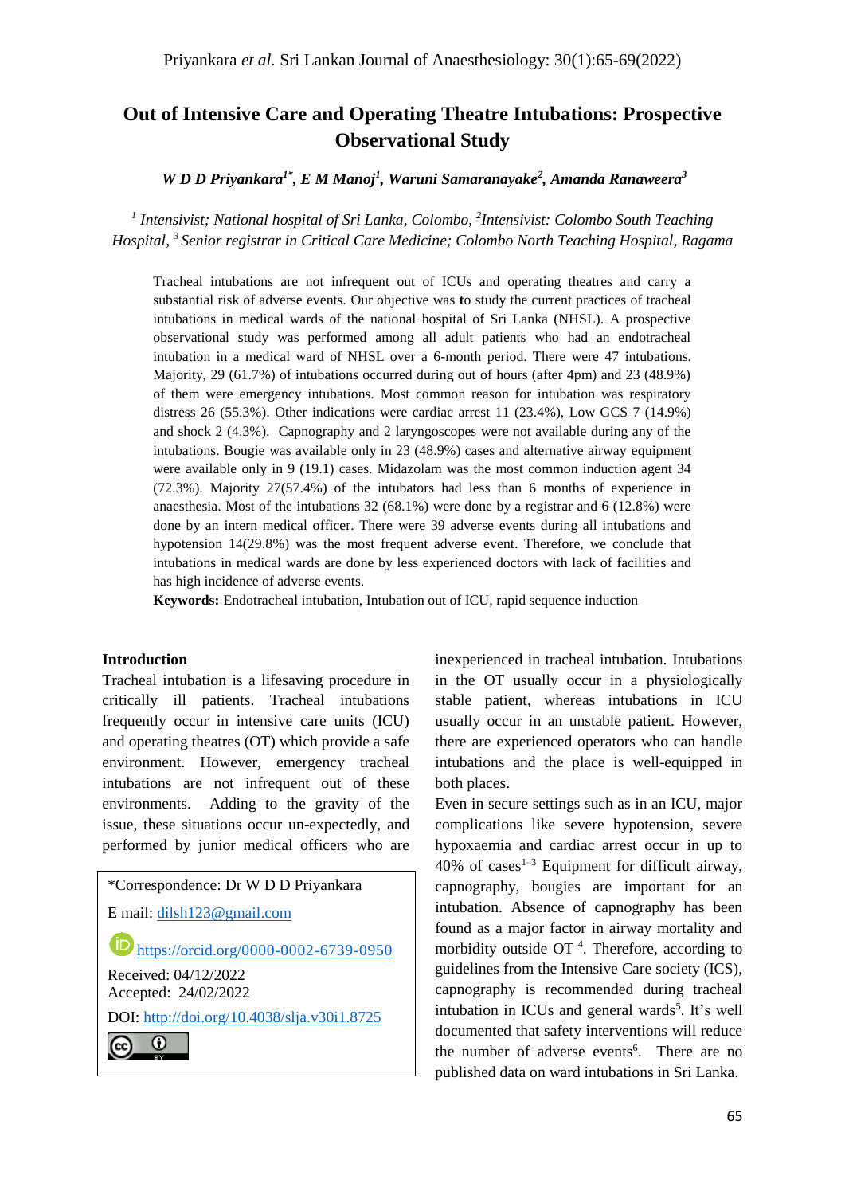# Out of Intensive Care and Operating Theatre Intubations: Prospective Observational Study

*W D D Priyankara[1*], E M Manoj[1], Waruni Samaranayake[2], Amanda Ranaweera[3]*

*[1] Intensivist; National hospital of Sri Lanka, Colombo, [2]Intensivist: Colombo South Teaching Hospital, [3] Senior registrar in Critical Care Medicine; Colombo North Teaching Hospital, Ragama*

Tracheal intubations are not infrequent out of ICUs and operating theatres and carry a substantial risk of adverse events. Our objective was to study the current practices of tracheal intubations in medical wards of the national hospital of Sri Lanka (NHSL). A prospective observational study was performed among all adult patients who had an endotracheal intubation in a medical ward of NHSL over a 6-month period. There were 47 intubations. Majority, 29 (61.7%) of intubations occurred during out of hours (after 4pm) and 23 (48.9%) of them were emergency intubations. Most common reason for intubation was respiratory distress 26 (55.3%). Other indications were cardiac arrest 11 (23.4%), Low GCS 7 (14.9%) and shock 2 (4.3%). Capnography and 2 laryngoscopes were not available during any of the intubations. Bougie was available only in 23 (48.9%) cases and alternative airway equipment were available only in 9 (19.1) cases. Midazolam was the most common induction agent 34 (72.3%). Majority 27(57.4%) of the intubators had less than 6 months of experience in anaesthesia. Most of the intubations 32 (68.1%) were done by a registrar and 6 (12.8%) were done by an intern medical officer. There were 39 adverse events during all intubations and hypotension 14(29.8%) was the most frequent adverse event. Therefore, we conclude that intubations in medical wards are done by less experienced doctors with lack of facilities and has high incidence of adverse events.

**Keywords:** Endotracheal intubation, Intubation out of ICU, rapid sequence induction

## Introduction

Tracheal intubation is a lifesaving procedure in critically ill patients. Tracheal intubations frequently occur in intensive care units (ICU) and operating theatres (OT) which provide a safe environment. However, emergency tracheal intubations are not infrequent out of these environments. Adding to the gravity of the issue, these situations occur un-expectedly, and performed by junior medical officers who are inexperienced in tracheal intubation. Intubations in the OT usually occur in a physiologically stable patient, whereas intubations in ICU usually occur in an unstable patient. However, there are experienced operators who can handle intubations and the place is well-equipped in both places.

Even in secure settings such as in an ICU, major complications like severe hypotension, severe hypoxaemia and cardiac arrest occur in up to 40% of cases[1–3] Equipment for difficult airway, capnography, bougies are important for an intubation. Absence of capnography has been found as a major factor in airway mortality and morbidity outside OT [4]. Therefore, according to guidelines from the Intensive Care society (ICS), capnography is recommended during tracheal intubation in ICUs and general wards[5]. It's well documented that safety interventions will reduce the number of adverse events[6]. There are no published data on ward intubations in Sri Lanka.

*Correspondence: Dr W D D Priyankara

E mail: dilsh123@gmail.com

https://orcid.org/0000-0002-6739-0950

Received: 04/12/2022
Accepted: 24/02/2022

DOI: http://doi.org/10.4038/slja.v30i1.8725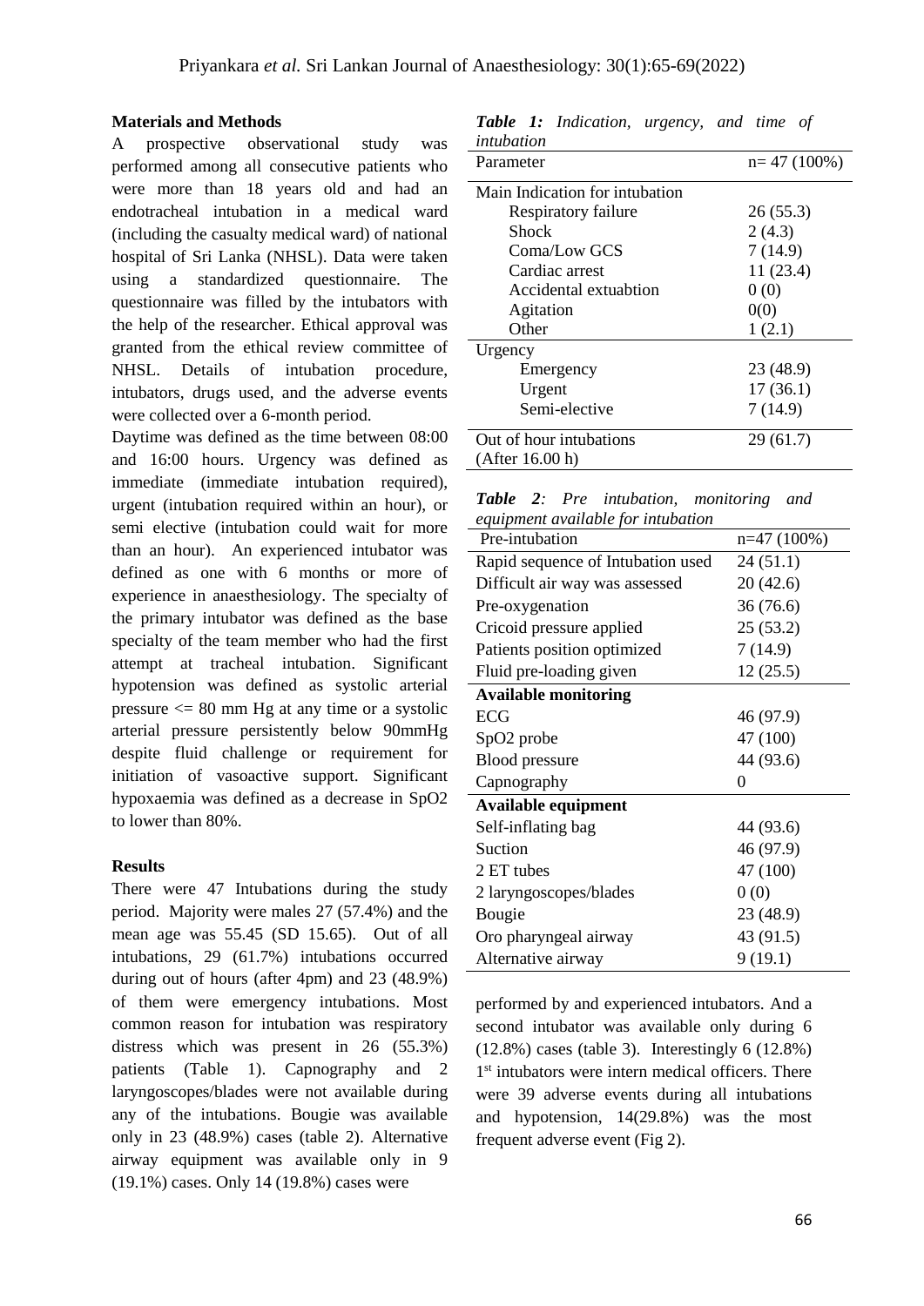## Materials and Methods

A prospective observational study was performed among all consecutive patients who were more than 18 years old and had an endotracheal intubation in a medical ward (including the casualty medical ward) of national hospital of Sri Lanka (NHSL). Data were taken using a standardized questionnaire. The questionnaire was filled by the intubators with the help of the researcher. Ethical approval was granted from the ethical review committee of NHSL. Details of intubation procedure, intubators, drugs used, and the adverse events were collected over a 6-month period.

Daytime was defined as the time between 08:00 and 16:00 hours. Urgency was defined as immediate (immediate intubation required), urgent (intubation required within an hour), or semi elective (intubation could wait for more than an hour). An experienced intubator was defined as one with 6 months or more of experience in anaesthesiology. The specialty of the primary intubator was defined as the base specialty of the team member who had the first attempt at tracheal intubation. Significant hypotension was defined as systolic arterial pressure <= 80 mm Hg at any time or a systolic arterial pressure persistently below 90mmHg despite fluid challenge or requirement for initiation of vasoactive support. Significant hypoxaemia was defined as a decrease in SpO2 to lower than 80%.

## Results

There were 47 Intubations during the study period. Majority were males 27 (57.4%) and the mean age was 55.45 (SD 15.65). Out of all intubations, 29 (61.7%) intubations occurred during out of hours (after 4pm) and 23 (48.9%) of them were emergency intubations. Most common reason for intubation was respiratory distress which was present in 26 (55.3%) patients (Table 1). Capnography and 2 laryngoscopes/blades were not available during any of the intubations. Bougie was available only in 23 (48.9%) cases (table 2). Alternative airway equipment was available only in 9 (19.1%) cases. Only 14 (19.8%) cases were performed by and experienced intubators. And a second intubator was available only during 6 (12.8%) cases (table 3). Interestingly 6 (12.8%) 1st intubators were intern medical officers. There were 39 adverse events during all intubations and hypotension, 14(29.8%) was the most frequent adverse event (Fig 2).

***Table 1:*** *Indication, urgency, and time of intubation*

| Parameter | n= 47 (100%) |
|---|---|
| Main Indication for intubation | |
| Respiratory failure | 26 (55.3) |
| Shock | 2 (4.3) |
| Coma/Low GCS | 7 (14.9) |
| Cardiac arrest | 11 (23.4) |
| Accidental extuabtion | 0 (0) |
| Agitation | 0(0) |
| Other | 1 (2.1) |
| Urgency | |
| Emergency | 23 (48.9) |
| Urgent | 17 (36.1) |
| Semi-elective | 7 (14.9) |
| Out of hour intubations (After 16.00 h) | 29 (61.7) |

***Table 2****: Pre intubation, monitoring and equipment available for intubation*

| Pre-intubation | n=47 (100%) |
|---|---|
| Rapid sequence of Intubation used | 24 (51.1) |
| Difficult air way was assessed | 20 (42.6) |
| Pre-oxygenation | 36 (76.6) |
| Cricoid pressure applied | 25 (53.2) |
| Patients position optimized | 7 (14.9) |
| Fluid pre-loading given | 12 (25.5) |
| **Available monitoring** | |
| ECG | 46 (97.9) |
| SpO2 probe | 47 (100) |
| Blood pressure | 44 (93.6) |
| Capnography | 0 |
| **Available equipment** | |
| Self-inflating bag | 44 (93.6) |
| Suction | 46 (97.9) |
| 2 ET tubes | 47 (100) |
| 2 laryngoscopes/blades | 0 (0) |
| Bougie | 23 (48.9) |
| Oro pharyngeal airway | 43 (91.5) |
| Alternative airway | 9 (19.1) |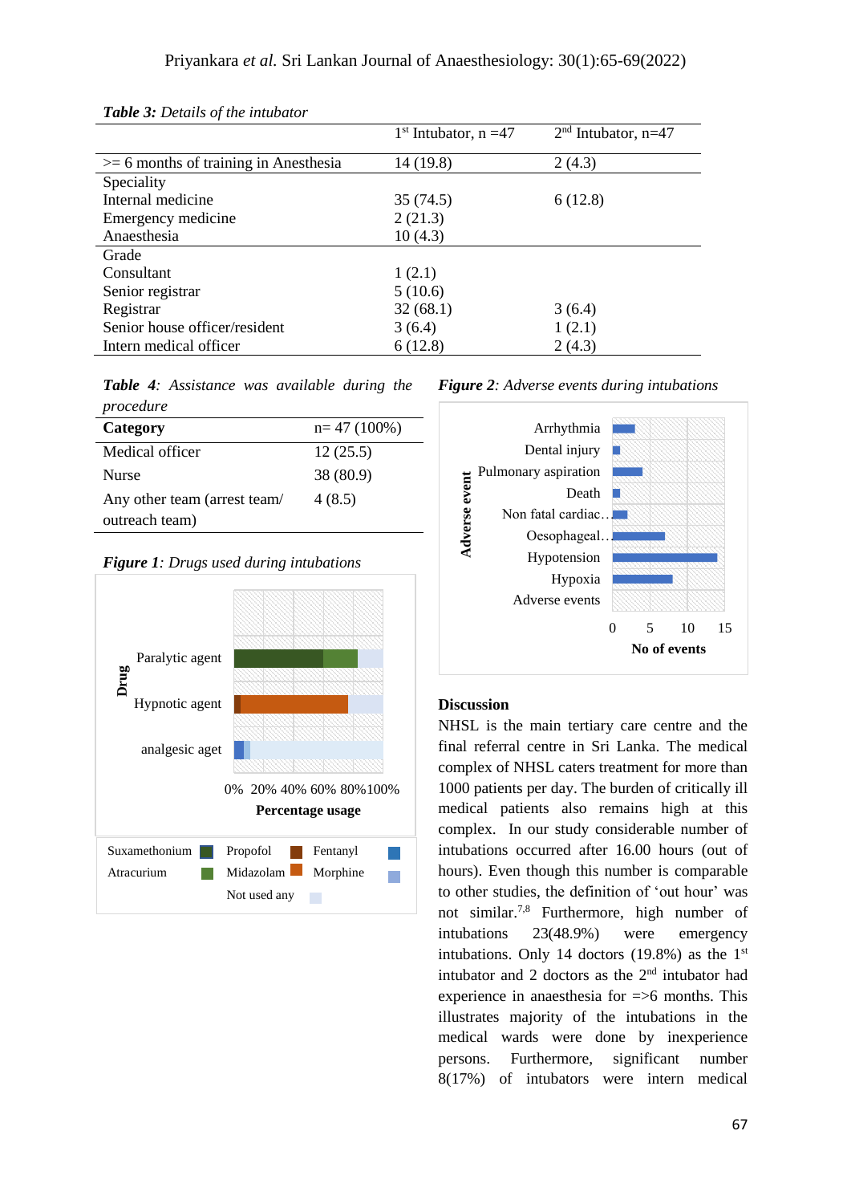***Table 3:** Details of the intubator*

| | 1st Intubator, n =47 | 2nd Intubator, n=47 |
|---|---|---|
| >= 6 months of training in Anesthesia | 14 (19.8) | 2 (4.3) |
| Speciality | | |
| Internal medicine | 35 (74.5) | 6 (12.8) |
| Emergency medicine | 2 (21.3) | |
| Anaesthesia | 10 (4.3) | |
| Grade | | |
| Consultant | 1 (2.1) | |
| Senior registrar | 5 (10.6) | |
| Registrar | 32 (68.1) | 3 (6.4) |
| Senior house officer/resident | 3 (6.4) | 1 (2.1) |
| Intern medical officer | 6 (12.8) | 2 (4.3) |

***Table 4:** Assistance was available during the procedure*

| Category | n= 47 (100%) |
|---|---|
| Medical officer | 12 (25.5) |
| Nurse | 38 (80.9) |
| Any other team (arrest team/ outreach team) | 4 (8.5) |

***Figure 1:** Drugs used during intubations*

***Figure 2:** Adverse events during intubations*

## Discussion

NHSL is the main tertiary care centre and the final referral centre in Sri Lanka. The medical complex of NHSL caters treatment for more than 1000 patients per day. The burden of critically ill medical patients also remains high at this complex. In our study considerable number of intubations occurred after 16.00 hours (out of hours). Even though this number is comparable to other studies, the definition of 'out hour' was not similar.[7,8] Furthermore, high number of intubations 23(48.9%) were emergency intubations. Only 14 doctors (19.8%) as the 1st intubator and 2 doctors as the 2nd intubator had experience in anaesthesia for =>6 months. This illustrates majority of the intubations in the medical wards were done by inexperience persons. Furthermore, significant number 8(17%) of intubators were intern medical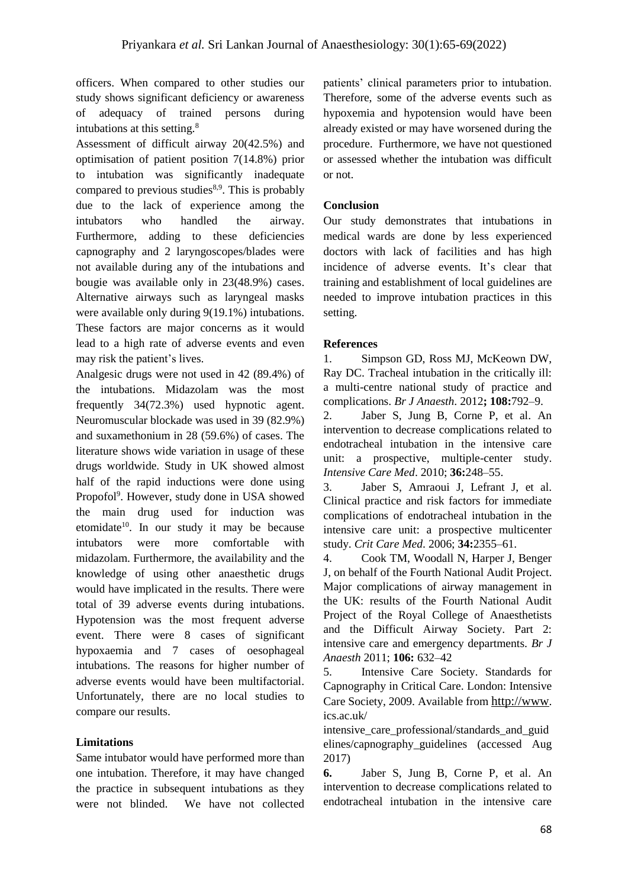officers. When compared to other studies our study shows significant deficiency or awareness of adequacy of trained persons during intubations at this setting.[8]

Assessment of difficult airway 20(42.5%) and optimisation of patient position 7(14.8%) prior to intubation was significantly inadequate compared to previous studies[8,9]. This is probably due to the lack of experience among the intubators who handled the airway. Furthermore, adding to these deficiencies capnography and 2 laryngoscopes/blades were not available during any of the intubations and bougie was available only in 23(48.9%) cases. Alternative airways such as laryngeal masks were available only during 9(19.1%) intubations. These factors are major concerns as it would lead to a high rate of adverse events and even may risk the patient's lives.

Analgesic drugs were not used in 42 (89.4%) of the intubations. Midazolam was the most frequently 34(72.3%) used hypnotic agent. Neuromuscular blockade was used in 39 (82.9%) and suxamethonium in 28 (59.6%) of cases. The literature shows wide variation in usage of these drugs worldwide. Study in UK showed almost half of the rapid inductions were done using Propofol[9]. However, study done in USA showed the main drug used for induction was etomidate[10]. In our study it may be because intubators were more comfortable with midazolam. Furthermore, the availability and the knowledge of using other anaesthetic drugs would have implicated in the results. There were total of 39 adverse events during intubations. Hypotension was the most frequent adverse event. There were 8 cases of significant hypoxaemia and 7 cases of oesophageal intubations. The reasons for higher number of adverse events would have been multifactorial. Unfortunately, there are no local studies to compare our results.

## Limitations

Same intubator would have performed more than one intubation. Therefore, it may have changed the practice in subsequent intubations as they were not blinded. We have not collected patients' clinical parameters prior to intubation. Therefore, some of the adverse events such as hypoxemia and hypotension would have been already existed or may have worsened during the procedure. Furthermore, we have not questioned or assessed whether the intubation was difficult or not.

## Conclusion

Our study demonstrates that intubations in medical wards are done by less experienced doctors with lack of facilities and has high incidence of adverse events. It's clear that training and establishment of local guidelines are needed to improve intubation practices in this setting.

## References

1. Simpson GD, Ross MJ, McKeown DW, Ray DC. Tracheal intubation in the critically ill: a multi-centre national study of practice and complications. *Br J Anaesth*. 2012**; 108:**792–9.
2. Jaber S, Jung B, Corne P, et al. An intervention to decrease complications related to endotracheal intubation in the intensive care unit: a prospective, multiple-center study. *Intensive Care Med*. 2010; **36:**248–55.
3. Jaber S, Amraoui J, Lefrant J, et al. Clinical practice and risk factors for immediate complications of endotracheal intubation in the intensive care unit: a prospective multicenter study. *Crit Care Med*. 2006; **34:**2355–61.
4. Cook TM, Woodall N, Harper J, Benger J, on behalf of the Fourth National Audit Project. Major complications of airway management in the UK: results of the Fourth National Audit Project of the Royal College of Anaesthetists and the Difficult Airway Society. Part 2: intensive care and emergency departments. *Br J Anaesth* 2011; **106:** 632–42
5. Intensive Care Society. Standards for Capnography in Critical Care. London: Intensive Care Society, 2009. Available from http://www.ics.ac.uk/intensive_care_professional/standards_and_guidelines/capnography_guidelines (accessed Aug 2017)
6. Jaber S, Jung B, Corne P, et al. An intervention to decrease complications related to endotracheal intubation in the intensive care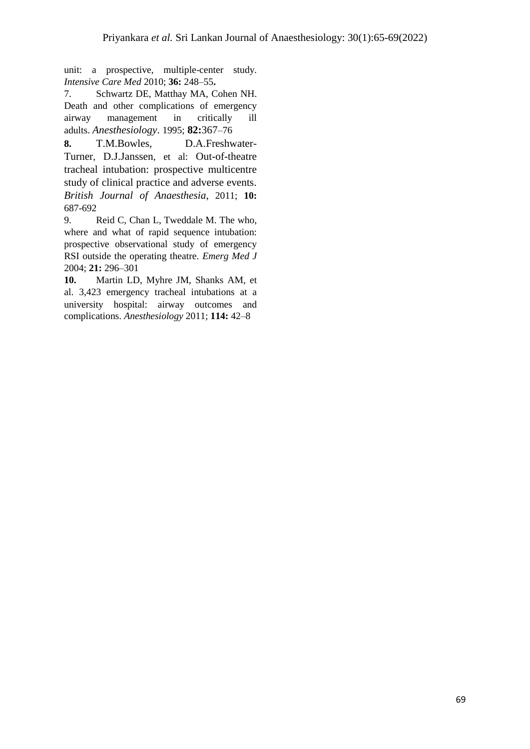unit: a prospective, multiple-center study. *Intensive Care Med* 2010; **36:** 248–55**.**

7. Schwartz DE, Matthay MA, Cohen NH. Death and other complications of emergency airway management in critically ill adults. *Anesthesiology*. 1995; **82:**367–76

**8.** T.M.Bowles, D.A.Freshwater-Turner, D.J.Janssen, et al: Out-of-theatre tracheal intubation: prospective multicentre study of clinical practice and adverse events. *British Journal of Anaesthesia*, 2011; **10:** 687-692

9. Reid C, Chan L, Tweddale M. The who, where and what of rapid sequence intubation: prospective observational study of emergency RSI outside the operating theatre. *Emerg Med J* 2004; **21:** 296–301

**10.** Martin LD, Myhre JM, Shanks AM, et al. 3,423 emergency tracheal intubations at a university hospital: airway outcomes and complications. *Anesthesiology* 2011; **114:** 42–8